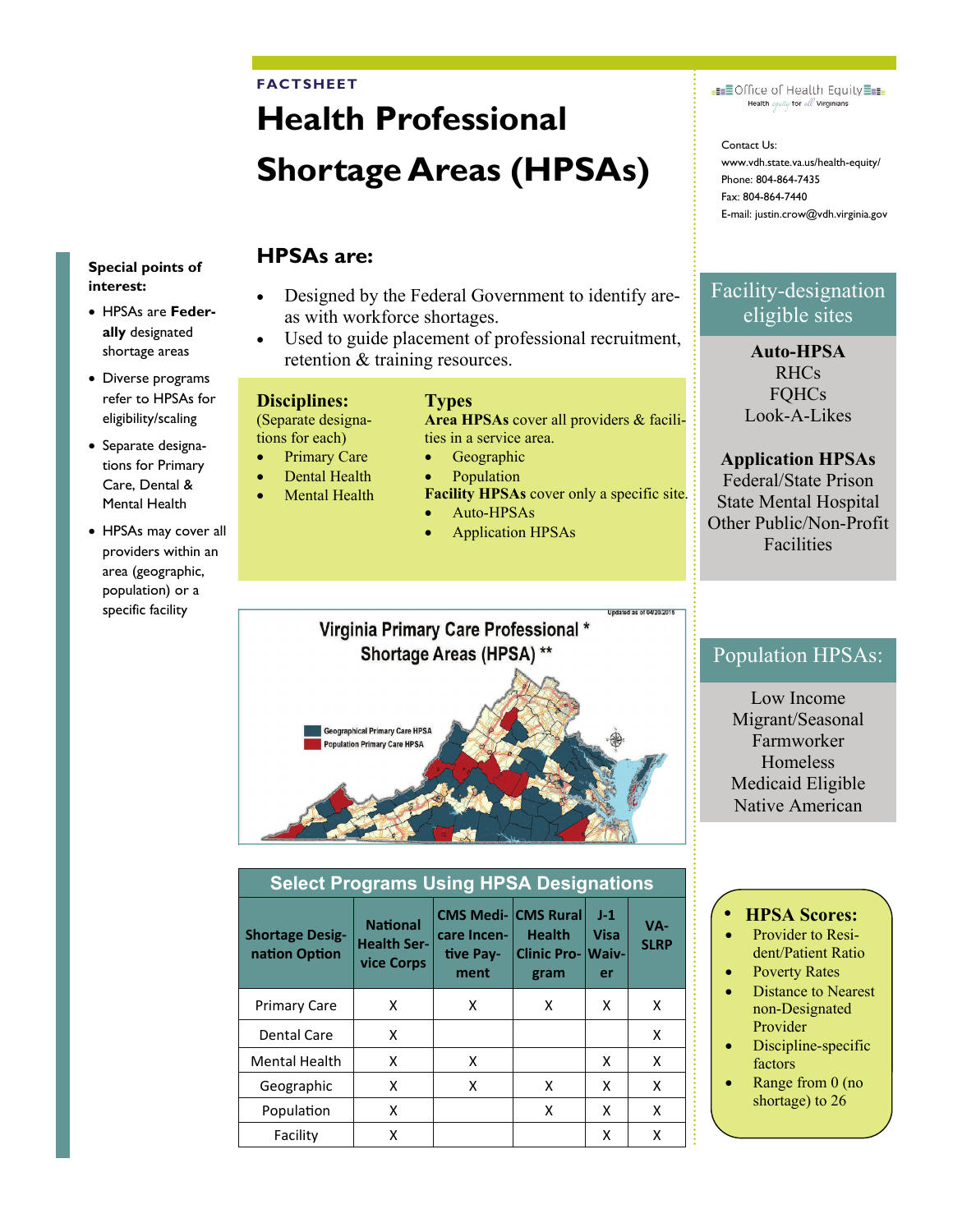FACTSHEET

# Health Professional Shortage Areas (HPSAs)

Office of Health Equity
Health equity for all Virginians

Contact Us:
www.vdh.state.va.us/health-equity/
Phone: 804-864-7435
Fax: 804-864-7440
E-mail: justin.crow@vdh.virginia.gov

**Special points of interest:**

- HPSAs are **Federally** designated shortage areas
- Diverse programs refer to HPSAs for eligibility/scaling
- Separate designations for Primary Care, Dental & Mental Health
- HPSAs may cover all providers within an area (geographic, population) or a specific facility

## HPSAs are:

- Designed by the Federal Government to identify areas with workforce shortages.
- Used to guide placement of professional recruitment, retention & training resources.

**Disciplines:**
(Separate designations for each)

- Primary Care
- Dental Health
- Mental Health

**Types**

**Area HPSAs** cover all providers & facilities in a service area.

- Geographic
- Population

**Facility HPSAs** cover only a specific site.

- Auto-HPSAs
- Application HPSAs

Virginia Primary Care Professional * Shortage Areas (HPSA) **

Updated as of 04/20/2015

Geographical Primary Care HPSA
Population Primary Care HPSA

### Facility-designation eligible sites

**Auto-HPSA**
RHCs
FQHCs
Look-A-Likes

**Application HPSAs**
Federal/State Prison
State Mental Hospital
Other Public/Non-Profit Facilities

### Population HPSAs:

Low Income
Migrant/Seasonal Farmworker
Homeless
Medicaid Eligible
Native American

**Select Programs Using HPSA Designations**

| Shortage Designation Option | National Health Service Corps | CMS Medicare Incentive Payment | CMS Rural Health Clinic Program | J-1 Visa Waiver | VA-SLRP |
|---|---|---|---|---|---|
| Primary Care | X | X | X | X | X |
| Dental Care | X | | | | X |
| Mental Health | X | X | | X | X |
| Geographic | X | X | X | X | X |
| Population | X | | X | X | X |
| Facility | X | | | X | X |

- **HPSA Scores:**
  - Provider to Resident/Patient Ratio
  - Poverty Rates
  - Distance to Nearest non-Designated Provider
  - Discipline-specific factors
  - Range from 0 (no shortage) to 26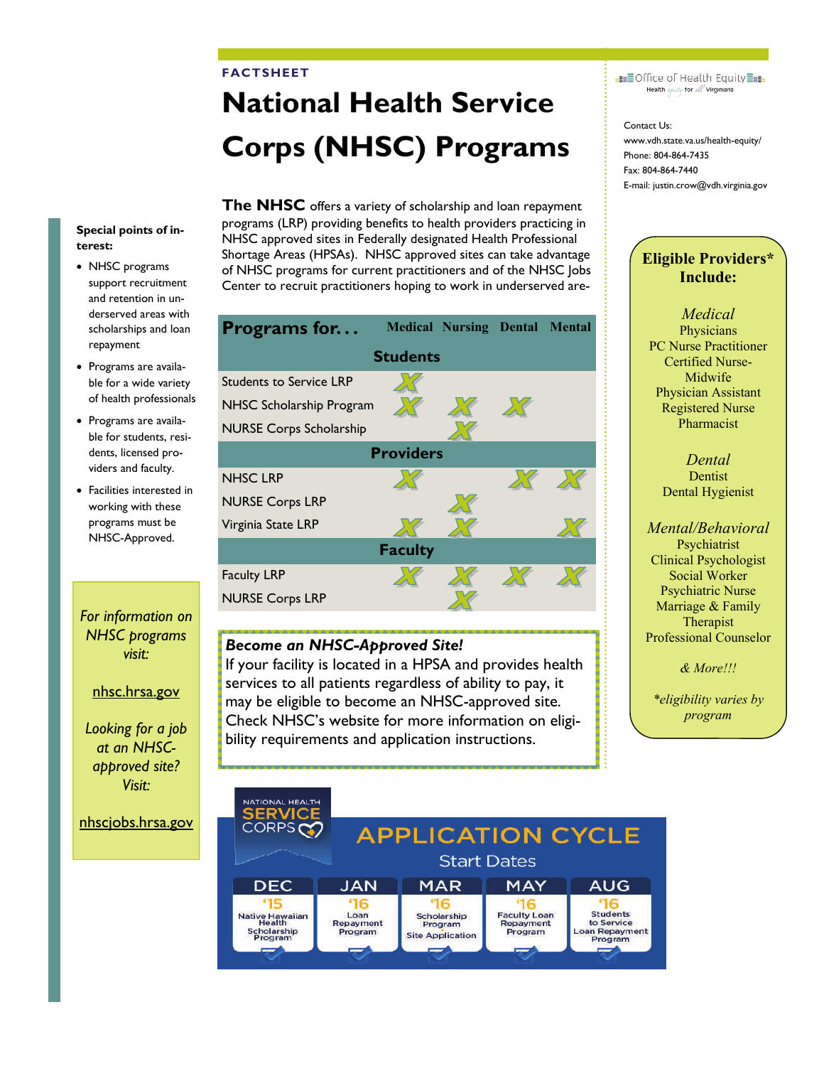FACTSHEET

# National Health Service Corps (NHSC) Programs

Office of Health Equity
Health equity for all Virginians

Contact Us:
www.vdh.state.va.us/health-equity/
Phone: 804-864-7435
Fax: 804-864-7440
E-mail: justin.crow@vdh.virginia.gov

**Special points of interest:**

- NHSC programs support recruitment and retention in underserved areas with scholarships and loan repayment
- Programs are available for a wide variety of health professionals
- Programs are available for students, residents, licensed providers and faculty.
- Facilities interested in working with these programs must be NHSC-Approved.

**The NHSC** offers a variety of scholarship and loan repayment programs (LRP) providing benefits to health providers practicing in NHSC approved sites in Federally designated Health Professional Shortage Areas (HPSAs). NHSC approved sites can take advantage of NHSC programs for current practitioners and of the NHSC Jobs Center to recruit practitioners hoping to work in underserved are-

| Programs for... | Medical | Nursing | Dental | Mental |
|---|---|---|---|---|
| **Students** | | | | |
| Students to Service LRP | X | | | |
| NHSC Scholarship Program | X | X | X | |
| NURSE Corps Scholarship | | X | | |
| **Providers** | | | | |
| NHSC LRP | X | | X | X |
| NURSE Corps LRP | | X | | |
| Virginia State LRP | X | X | | X |
| **Faculty** | | | | |
| Faculty LRP | X | X | X | X |
| NURSE Corps LRP | | X | | |

***Become an NHSC-Approved Site!***

If your facility is located in a HPSA and provides health services to all patients regardless of ability to pay, it may be eligible to become an NHSC-approved site. Check NHSC's website for more information on eligibility requirements and application instructions.

**Eligible Providers* Include:**

*Medical*
Physicians
PC Nurse Practitioner
Certified Nurse-Midwife
Physician Assistant
Registered Nurse
Pharmacist

*Dental*
Dentist
Dental Hygienist

*Mental/Behavioral*
Psychiatrist
Clinical Psychologist
Social Worker
Psychiatric Nurse
Marriage & Family Therapist
Professional Counselor

*& More!!!*

**eligibility varies by program*

*For information on NHSC programs visit:*

nhsc.hrsa.gov

*Looking for a job at an NHSC-approved site? Visit:*

nhscjobs.hrsa.gov

NATIONAL HEALTH SERVICE CORPS

APPLICATION CYCLE
Start Dates

| DEC '15 | JAN '16 | MAR '16 | MAY '16 | AUG '16 |
|---|---|---|---|---|
| Native Hawaiian Health Scholarship Program | Loan Repayment Program | Scholarship Program Site Application | Faculty Loan Repayment Program | Students to Service Loan Repayment Program |